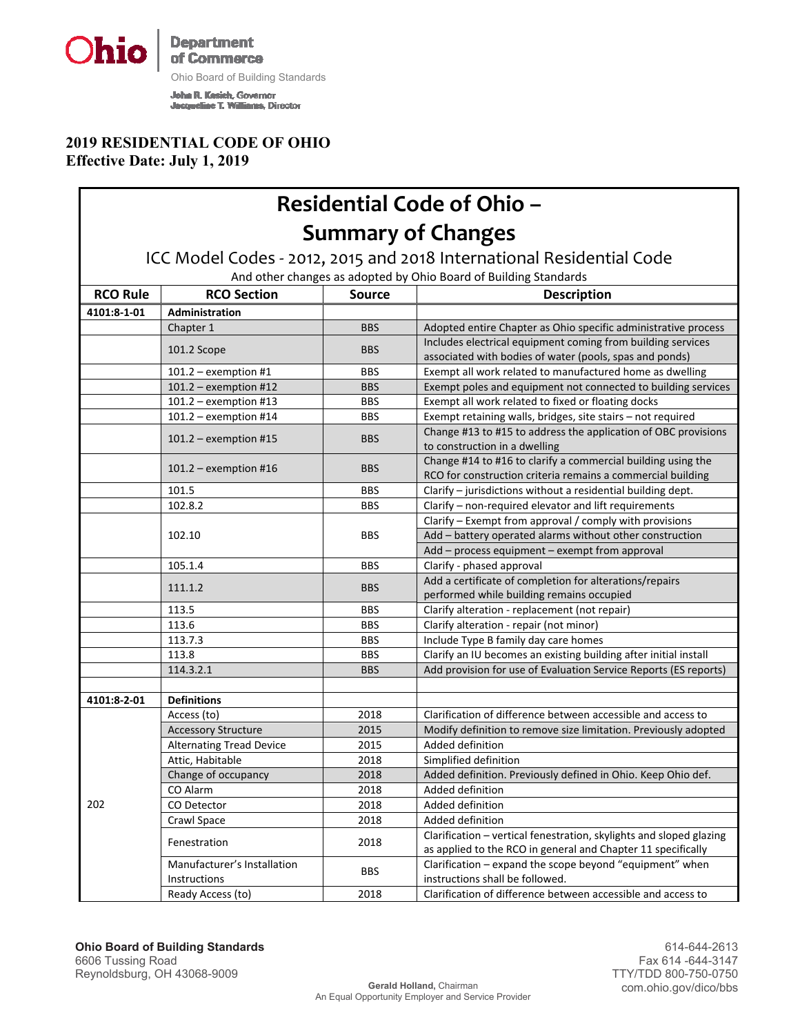Ohio Department of Commerce

Ohio Board of Building Standards

John R. Kasich, Governor
Jacqueline T. Williams, Director

**2019 RESIDENTIAL CODE OF OHIO**
**Effective Date: July 1, 2019**

# Residential Code of Ohio – Summary of Changes

ICC Model Codes - 2012, 2015 and 2018 International Residential Code

And other changes as adopted by Ohio Board of Building Standards

| RCO Rule | RCO Section | Source | Description |
|---|---|---|---|
| 4101:8-1-01 | **Administration** | | |
| | Chapter 1 | BBS | Adopted entire Chapter as Ohio specific administrative process |
| | 101.2 Scope | BBS | Includes electrical equipment coming from building services associated with bodies of water (pools, spas and ponds) |
| | 101.2 – exemption #1 | BBS | Exempt all work related to manufactured home as dwelling |
| | 101.2 – exemption #12 | BBS | Exempt poles and equipment not connected to building services |
| | 101.2 – exemption #13 | BBS | Exempt all work related to fixed or floating docks |
| | 101.2 – exemption #14 | BBS | Exempt retaining walls, bridges, site stairs – not required |
| | 101.2 – exemption #15 | BBS | Change #13 to #15 to address the application of OBC provisions to construction in a dwelling |
| | 101.2 – exemption #16 | BBS | Change #14 to #16 to clarify a commercial building using the RCO for construction criteria remains a commercial building |
| | 101.5 | BBS | Clarify – jurisdictions without a residential building dept. |
| | 102.8.2 | BBS | Clarify – non-required elevator and lift requirements |
| | 102.10 | BBS | Clarify – Exempt from approval / comply with provisions<br>Add – battery operated alarms without other construction<br>Add – process equipment – exempt from approval |
| | 105.1.4 | BBS | Clarify - phased approval |
| | 111.1.2 | BBS | Add a certificate of completion for alterations/repairs performed while building remains occupied |
| | 113.5 | BBS | Clarify alteration - replacement (not repair) |
| | 113.6 | BBS | Clarify alteration - repair (not minor) |
| | 113.7.3 | BBS | Include Type B family day care homes |
| | 113.8 | BBS | Clarify an IU becomes an existing building after initial install |
| | 114.3.2.1 | BBS | Add provision for use of Evaluation Service Reports (ES reports) |
| | | | |
| 4101:8-2-01 | **Definitions** | | |
| 202 | Access (to) | 2018 | Clarification of difference between accessible and access to |
| | Accessory Structure | 2015 | Modify definition to remove size limitation. Previously adopted |
| | Alternating Tread Device | 2015 | Added definition |
| | Attic, Habitable | 2018 | Simplified definition |
| | Change of occupancy | 2018 | Added definition. Previously defined in Ohio. Keep Ohio def. |
| | CO Alarm | 2018 | Added definition |
| | CO Detector | 2018 | Added definition |
| | Crawl Space | 2018 | Added definition |
| | Fenestration | 2018 | Clarification – vertical fenestration, skylights and sloped glazing as applied to the RCO in general and Chapter 11 specifically |
| | Manufacturer's Installation Instructions | BBS | Clarification – expand the scope beyond "equipment" when instructions shall be followed. |
| | Ready Access (to) | 2018 | Clarification of difference between accessible and access to |

**Ohio Board of Building Standards**
6606 Tussing Road
Reynoldsburg, OH 43068-9009

614-644-2613
Fax 614 -644-3147
TTY/TDD 800-750-0750
com.ohio.gov/dico/bbs

**Gerald Holland,** Chairman
An Equal Opportunity Employer and Service Provider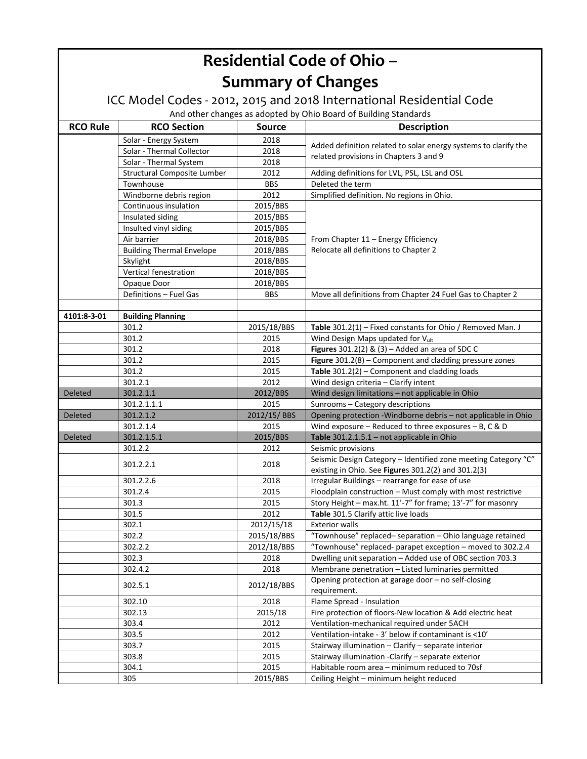# Residential Code of Ohio –
# Summary of Changes

## ICC Model Codes - 2012, 2015 and 2018 International Residential Code

And other changes as adopted by Ohio Board of Building Standards

| RCO Rule | RCO Section | Source | Description |
|---|---|---|---|
| | Solar - Energy System | 2018 | Added definition related to solar energy systems to clarify the related provisions in Chapters 3 and 9 |
| | Solar - Thermal Collector | 2018 | |
| | Solar - Thermal System | 2018 | |
| | Structural Composite Lumber | 2012 | Adding definitions for LVL, PSL, LSL and OSL |
| | Townhouse | BBS | Deleted the term |
| | Windborne debris region | 2012 | Simplified definition. No regions in Ohio. |
| | Continuous insulation | 2015/BBS | From Chapter 11 – Energy Efficiency Relocate all definitions to Chapter 2 |
| | Insulated siding | 2015/BBS | |
| | Insulted vinyl siding | 2015/BBS | |
| | Air barrier | 2018/BBS | |
| | Building Thermal Envelope | 2018/BBS | |
| | Skylight | 2018/BBS | |
| | Vertical fenestration | 2018/BBS | |
| | Opaque Door | 2018/BBS | |
| | Definitions – Fuel Gas | BBS | Move all definitions from Chapter 24 Fuel Gas to Chapter 2 |
| | | | |
| 4101:8-3-01 | **Building Planning** | | |
| | 301.2 | 2015/18/BBS | **Table** 301.2(1) – Fixed constants for Ohio / Removed Man. J |
| | 301.2 | 2015 | Wind Design Maps updated for $V_{ult}$ |
| | 301.2 | 2018 | **Figures** 301.2(2) & (3) – Added an area of SDC C |
| | 301.2 | 2015 | **Figure** 301.2(8) – Component and cladding pressure zones |
| | 301.2 | 2015 | **Table** 301.2(2) – Component and cladding loads |
| | 301.2.1 | 2012 | Wind design criteria – Clarify intent |
| Deleted | 301.2.1.1 | 2012/BBS | Wind design limitations – not applicable in Ohio |
| | 301.2.1.1.1 | 2015 | Sunrooms – Category descriptions |
| Deleted | 301.2.1.2 | 2012/15/ BBS | Opening protection -Windborne debris – not applicable in Ohio |
| | 301.2.1.4 | 2015 | Wind exposure – Reduced to three exposures – B, C & D |
| Deleted | 301.2.1.5.1 | 2015/BBS | **Table** 301.2.1.5.1 – not applicable in Ohio |
| | 301.2.2 | 2012 | Seismic provisions |
| | 301.2.2.1 | 2018 | Seismic Design Category – Identified zone meeting Category "C" existing in Ohio. See **Figure**s 301.2(2) and 301.2(3) |
| | 301.2.2.6 | 2018 | Irregular Buildings – rearrange for ease of use |
| | 301.2.4 | 2015 | Floodplain construction – Must comply with most restrictive |
| | 301.3 | 2015 | Story Height – max.ht. 11'-7" for frame; 13'-7" for masonry |
| | 301.5 | 2012 | **Table** 301.5 Clarify attic live loads |
| | 302.1 | 2012/15/18 | Exterior walls |
| | 302.2 | 2015/18/BBS | "Townhouse" replaced– separation – Ohio language retained |
| | 302.2.2 | 2012/18/BBS | "Townhouse" replaced- parapet exception – moved to 302.2.4 |
| | 302.3 | 2018 | Dwelling unit separation – Added use of OBC section 703.3 |
| | 302.4.2 | 2018 | Membrane penetration – Listed luminaries permitted |
| | 302.5.1 | 2012/18/BBS | Opening protection at garage door – no self-closing requirement. |
| | 302.10 | 2018 | Flame Spread - Insulation |
| | 302.13 | 2015/18 | Fire protection of floors-New location & Add electric heat |
| | 303.4 | 2012 | Ventilation-mechanical required under 5ACH |
| | 303.5 | 2012 | Ventilation-intake - 3' below if contaminant is <10' |
| | 303.7 | 2015 | Stairway illumination – Clarify – separate interior |
| | 303.8 | 2015 | Stairway illumination -Clarify – separate exterior |
| | 304.1 | 2015 | Habitable room area – minimum reduced to 70sf |
| | 305 | 2015/BBS | Ceiling Height – minimum height reduced |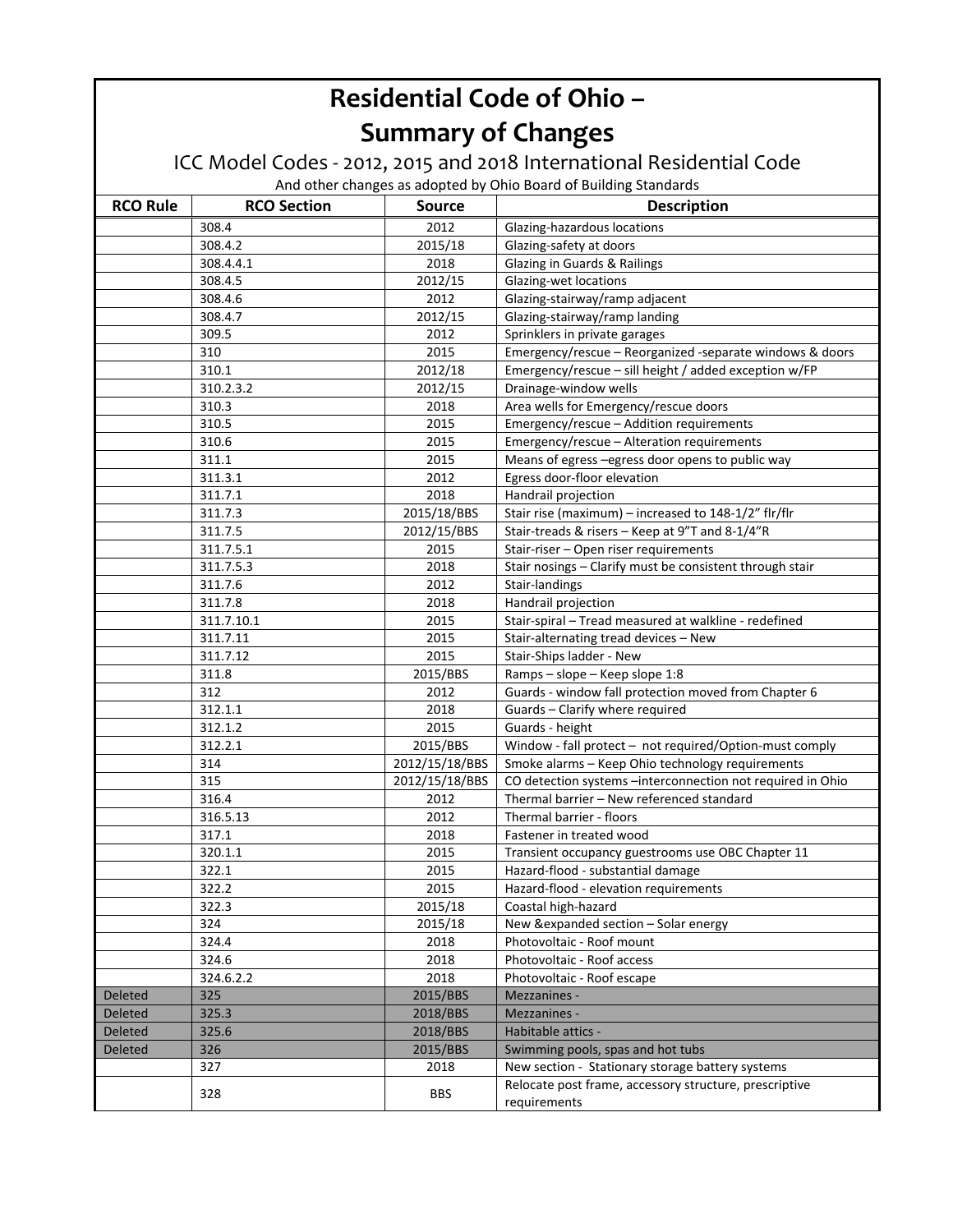# Residential Code of Ohio – Summary of Changes

## ICC Model Codes - 2012, 2015 and 2018 International Residential Code

And other changes as adopted by Ohio Board of Building Standards

| RCO Rule | RCO Section | Source | Description |
|---|---|---|---|
| | 308.4 | 2012 | Glazing-hazardous locations |
| | 308.4.2 | 2015/18 | Glazing-safety at doors |
| | 308.4.4.1 | 2018 | Glazing in Guards & Railings |
| | 308.4.5 | 2012/15 | Glazing-wet locations |
| | 308.4.6 | 2012 | Glazing-stairway/ramp adjacent |
| | 308.4.7 | 2012/15 | Glazing-stairway/ramp landing |
| | 309.5 | 2012 | Sprinklers in private garages |
| | 310 | 2015 | Emergency/rescue – Reorganized -separate windows & doors |
| | 310.1 | 2012/18 | Emergency/rescue – sill height / added exception w/FP |
| | 310.2.3.2 | 2012/15 | Drainage-window wells |
| | 310.3 | 2018 | Area wells for Emergency/rescue doors |
| | 310.5 | 2015 | Emergency/rescue – Addition requirements |
| | 310.6 | 2015 | Emergency/rescue – Alteration requirements |
| | 311.1 | 2015 | Means of egress –egress door opens to public way |
| | 311.3.1 | 2012 | Egress door-floor elevation |
| | 311.7.1 | 2018 | Handrail projection |
| | 311.7.3 | 2015/18/BBS | Stair rise (maximum) – increased to 148-1/2" flr/flr |
| | 311.7.5 | 2012/15/BBS | Stair-treads & risers – Keep at 9"T and 8-1/4"R |
| | 311.7.5.1 | 2015 | Stair-riser – Open riser requirements |
| | 311.7.5.3 | 2018 | Stair nosings – Clarify must be consistent through stair |
| | 311.7.6 | 2012 | Stair-landings |
| | 311.7.8 | 2018 | Handrail projection |
| | 311.7.10.1 | 2015 | Stair-spiral – Tread measured at walkline - redefined |
| | 311.7.11 | 2015 | Stair-alternating tread devices – New |
| | 311.7.12 | 2015 | Stair-Ships ladder - New |
| | 311.8 | 2015/BBS | Ramps – slope – Keep slope 1:8 |
| | 312 | 2012 | Guards - window fall protection moved from Chapter 6 |
| | 312.1.1 | 2018 | Guards – Clarify where required |
| | 312.1.2 | 2015 | Guards - height |
| | 312.2.1 | 2015/BBS | Window - fall protect – not required/Option-must comply |
| | 314 | 2012/15/18/BBS | Smoke alarms – Keep Ohio technology requirements |
| | 315 | 2012/15/18/BBS | CO detection systems –interconnection not required in Ohio |
| | 316.4 | 2012 | Thermal barrier – New referenced standard |
| | 316.5.13 | 2012 | Thermal barrier - floors |
| | 317.1 | 2018 | Fastener in treated wood |
| | 320.1.1 | 2015 | Transient occupancy guestrooms use OBC Chapter 11 |
| | 322.1 | 2015 | Hazard-flood - substantial damage |
| | 322.2 | 2015 | Hazard-flood - elevation requirements |
| | 322.3 | 2015/18 | Coastal high-hazard |
| | 324 | 2015/18 | New &expanded section – Solar energy |
| | 324.4 | 2018 | Photovoltaic - Roof mount |
| | 324.6 | 2018 | Photovoltaic - Roof access |
| | 324.6.2.2 | 2018 | Photovoltaic - Roof escape |
| Deleted | 325 | 2015/BBS | Mezzanines - |
| Deleted | 325.3 | 2018/BBS | Mezzanines - |
| Deleted | 325.6 | 2018/BBS | Habitable attics - |
| Deleted | 326 | 2015/BBS | Swimming pools, spas and hot tubs |
| | 327 | 2018 | New section - Stationary storage battery systems |
| | 328 | BBS | Relocate post frame, accessory structure, prescriptive requirements |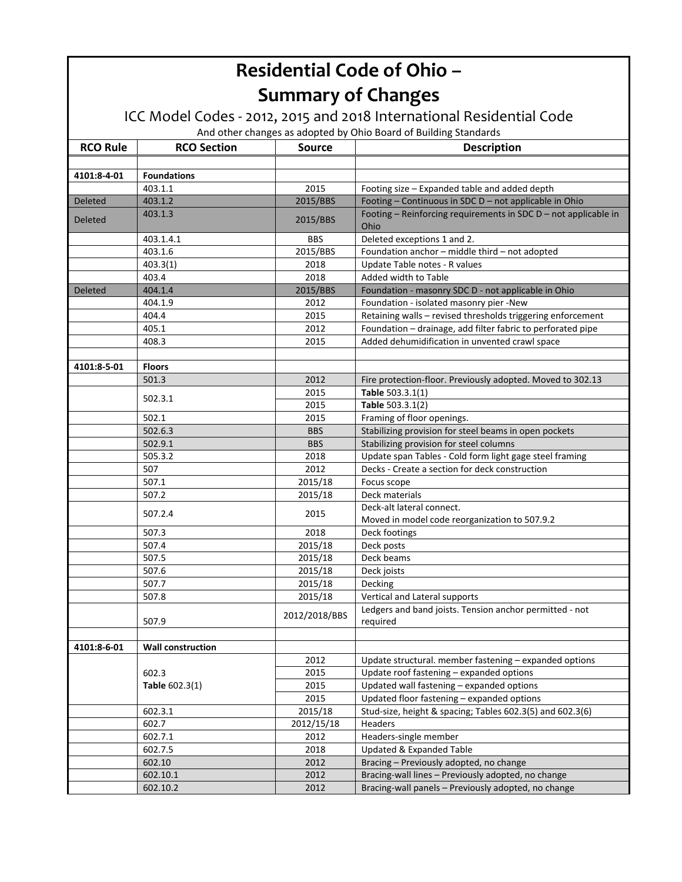# Residential Code of Ohio – Summary of Changes

## ICC Model Codes - 2012, 2015 and 2018 International Residential Code

And other changes as adopted by Ohio Board of Building Standards

| RCO Rule | RCO Section | Source | Description |
|---|---|---|---|
| | | | |
| **4101:8-4-01** | **Foundations** | | |
| | 403.1.1 | 2015 | Footing size – Expanded table and added depth |
| Deleted | 403.1.2 | 2015/BBS | Footing – Continuous in SDC D – not applicable in Ohio |
| Deleted | 403.1.3 | 2015/BBS | Footing – Reinforcing requirements in SDC D – not applicable in Ohio |
| | 403.1.4.1 | BBS | Deleted exceptions 1 and 2. |
| | 403.1.6 | 2015/BBS | Foundation anchor – middle third – not adopted |
| | 403.3(1) | 2018 | Update Table notes - R values |
| | 403.4 | 2018 | Added width to Table |
| Deleted | 404.1.4 | 2015/BBS | Foundation - masonry SDC D - not applicable in Ohio |
| | 404.1.9 | 2012 | Foundation - isolated masonry pier -New |
| | 404.4 | 2015 | Retaining walls – revised thresholds triggering enforcement |
| | 405.1 | 2012 | Foundation – drainage, add filter fabric to perforated pipe |
| | 408.3 | 2015 | Added dehumidification in unvented crawl space |
| | | | |
| **4101:8-5-01** | **Floors** | | |
| | 501.3 | 2012 | Fire protection-floor. Previously adopted. Moved to 302.13 |
| | 502.3.1 | 2015 | **Table** 503.3.1(1) |
| | | 2015 | **Table** 503.3.1(2) |
| | 502.1 | 2015 | Framing of floor openings. |
| | 502.6.3 | BBS | Stabilizing provision for steel beams in open pockets |
| | 502.9.1 | BBS | Stabilizing provision for steel columns |
| | 505.3.2 | 2018 | Update span Tables - Cold form light gage steel framing |
| | 507 | 2012 | Decks - Create a section for deck construction |
| | 507.1 | 2015/18 | Focus scope |
| | 507.2 | 2015/18 | Deck materials |
| | 507.2.4 | 2015 | Deck-alt lateral connect. Moved in model code reorganization to 507.9.2 |
| | 507.3 | 2018 | Deck footings |
| | 507.4 | 2015/18 | Deck posts |
| | 507.5 | 2015/18 | Deck beams |
| | 507.6 | 2015/18 | Deck joists |
| | 507.7 | 2015/18 | Decking |
| | 507.8 | 2015/18 | Vertical and Lateral supports |
| | 507.9 | 2012/2018/BBS | Ledgers and band joists. Tension anchor permitted - not required |
| | | | |
| **4101:8-6-01** | **Wall construction** | | |
| | 602.3 **Table** 602.3(1) | 2012 | Update structural. member fastening – expanded options |
| | | 2015 | Update roof fastening – expanded options |
| | | 2015 | Updated wall fastening – expanded options |
| | | 2015 | Updated floor fastening – expanded options |
| | 602.3.1 | 2015/18 | Stud-size, height & spacing; Tables 602.3(5) and 602.3(6) |
| | 602.7 | 2012/15/18 | Headers |
| | 602.7.1 | 2012 | Headers-single member |
| | 602.7.5 | 2018 | Updated & Expanded Table |
| | 602.10 | 2012 | Bracing – Previously adopted, no change |
| | 602.10.1 | 2012 | Bracing-wall lines – Previously adopted, no change |
| | 602.10.2 | 2012 | Bracing-wall panels – Previously adopted, no change |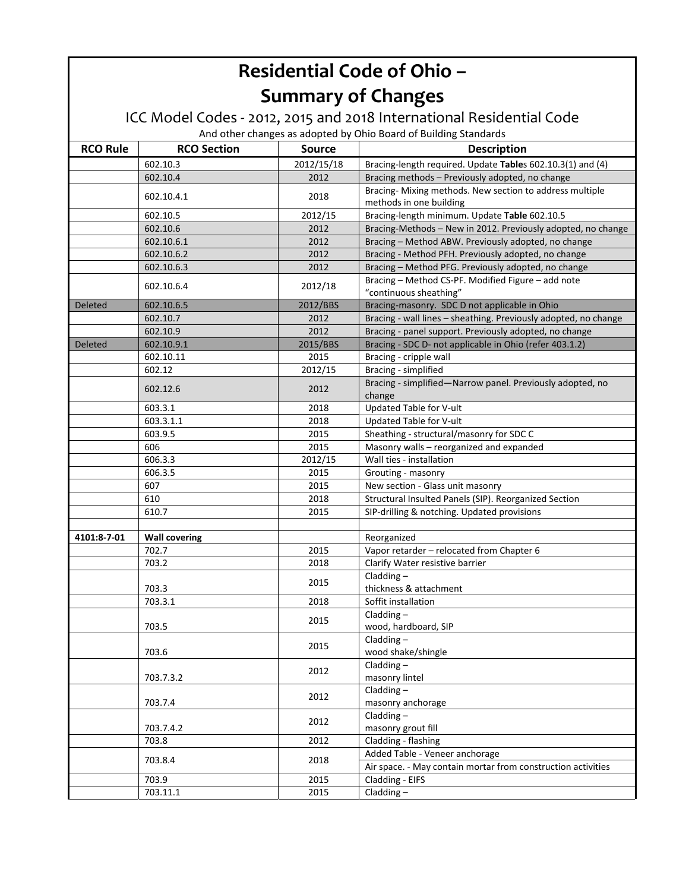# Residential Code of Ohio – Summary of Changes

ICC Model Codes - 2012, 2015 and 2018 International Residential Code

And other changes as adopted by Ohio Board of Building Standards

| RCO Rule | RCO Section | Source | Description |
|---|---|---|---|
| | 602.10.3 | 2012/15/18 | Bracing-length required. Update **Table**s 602.10.3(1) and (4) |
| | 602.10.4 | 2012 | Bracing methods – Previously adopted, no change |
| | 602.10.4.1 | 2018 | Bracing- Mixing methods. New section to address multiple methods in one building |
| | 602.10.5 | 2012/15 | Bracing-length minimum. Update **Table** 602.10.5 |
| | 602.10.6 | 2012 | Bracing-Methods – New in 2012. Previously adopted, no change |
| | 602.10.6.1 | 2012 | Bracing – Method ABW. Previously adopted, no change |
| | 602.10.6.2 | 2012 | Bracing - Method PFH. Previously adopted, no change |
| | 602.10.6.3 | 2012 | Bracing – Method PFG. Previously adopted, no change |
| | 602.10.6.4 | 2012/18 | Bracing – Method CS-PF. Modified Figure – add note "continuous sheathing" |
| Deleted | 602.10.6.5 | 2012/BBS | Bracing-masonry. SDC D not applicable in Ohio |
| | 602.10.7 | 2012 | Bracing - wall lines – sheathing. Previously adopted, no change |
| | 602.10.9 | 2012 | Bracing - panel support. Previously adopted, no change |
| Deleted | 602.10.9.1 | 2015/BBS | Bracing - SDC D- not applicable in Ohio (refer 403.1.2) |
| | 602.10.11 | 2015 | Bracing - cripple wall |
| | 602.12 | 2012/15 | Bracing - simplified |
| | 602.12.6 | 2012 | Bracing - simplified—Narrow panel. Previously adopted, no change |
| | 603.3.1 | 2018 | Updated Table for V-ult |
| | 603.3.1.1 | 2018 | Updated Table for V-ult |
| | 603.9.5 | 2015 | Sheathing - structural/masonry for SDC C |
| | 606 | 2015 | Masonry walls – reorganized and expanded |
| | 606.3.3 | 2012/15 | Wall ties - installation |
| | 606.3.5 | 2015 | Grouting - masonry |
| | 607 | 2015 | New section - Glass unit masonry |
| | 610 | 2018 | Structural Insulted Panels (SIP). Reorganized Section |
| | 610.7 | 2015 | SIP-drilling & notching. Updated provisions |
| | | | |
| **4101:8-7-01** | **Wall covering** | | Reorganized |
| | 702.7 | 2015 | Vapor retarder – relocated from Chapter 6 |
| | 703.2 | 2018 | Clarify Water resistive barrier |
| | 703.3 | 2015 | Cladding – thickness & attachment |
| | 703.3.1 | 2018 | Soffit installation |
| | 703.5 | 2015 | Cladding – wood, hardboard, SIP |
| | 703.6 | 2015 | Cladding – wood shake/shingle |
| | 703.7.3.2 | 2012 | Cladding – masonry lintel |
| | 703.7.4 | 2012 | Cladding – masonry anchorage |
| | 703.7.4.2 | 2012 | Cladding – masonry grout fill |
| | 703.8 | 2012 | Cladding - flashing |
| | 703.8.4 | 2018 | Added Table - Veneer anchorage<br>Air space. - May contain mortar from construction activities |
| | 703.9 | 2015 | Cladding - EIFS |
| | 703.11.1 | 2015 | Cladding – |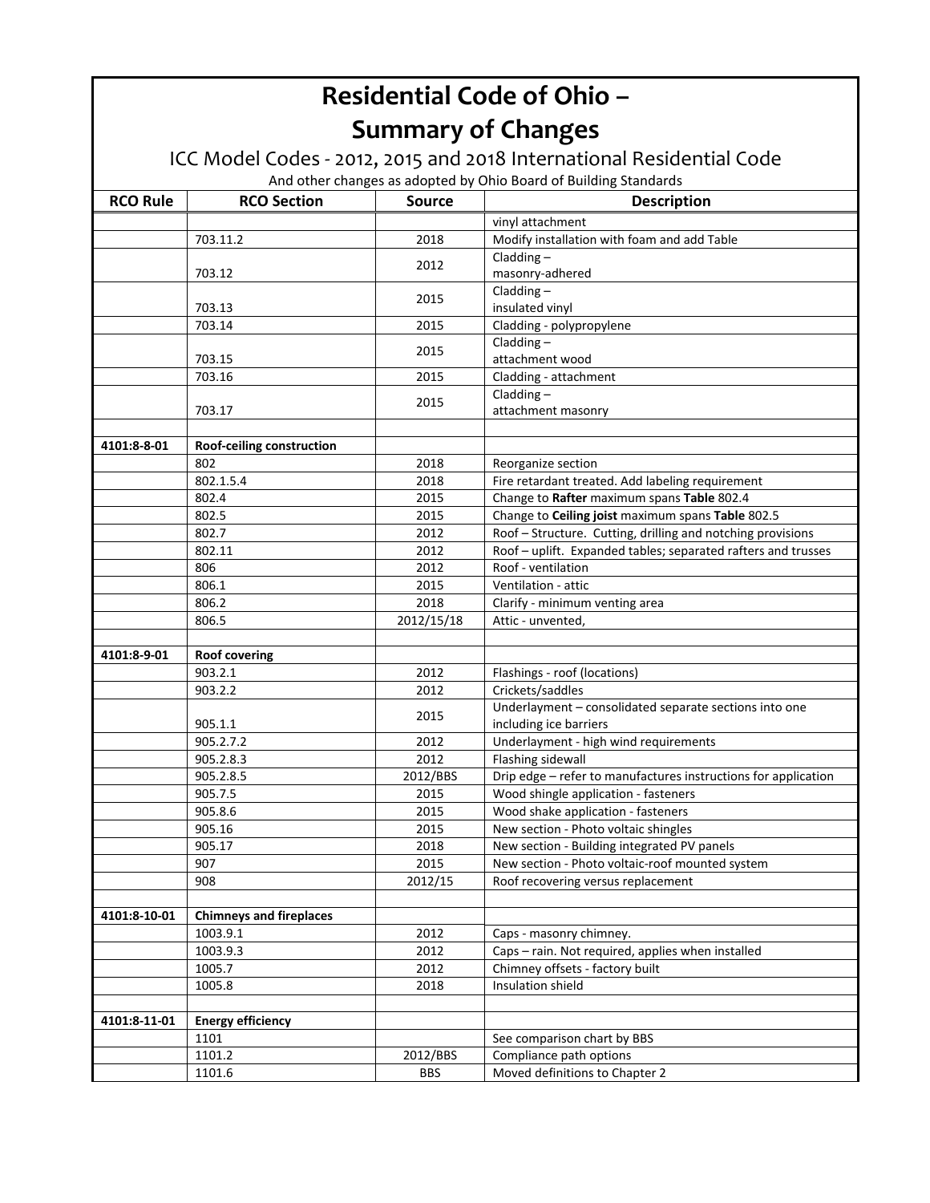# Residential Code of Ohio – Summary of Changes

ICC Model Codes - 2012, 2015 and 2018 International Residential Code

And other changes as adopted by Ohio Board of Building Standards

| RCO Rule | RCO Section | Source | Description |
|---|---|---|---|
| | | | vinyl attachment |
| | 703.11.2 | 2018 | Modify installation with foam and add Table |
| | 703.12 | 2012 | Cladding – masonry-adhered |
| | 703.13 | 2015 | Cladding – insulated vinyl |
| | 703.14 | 2015 | Cladding - polypropylene |
| | 703.15 | 2015 | Cladding – attachment wood |
| | 703.16 | 2015 | Cladding - attachment |
| | 703.17 | 2015 | Cladding – attachment masonry |
| | | | |
| **4101:8-8-01** | **Roof-ceiling construction** | | |
| | 802 | 2018 | Reorganize section |
| | 802.1.5.4 | 2018 | Fire retardant treated. Add labeling requirement |
| | 802.4 | 2015 | Change to **Rafter** maximum spans **Table** 802.4 |
| | 802.5 | 2015 | Change to **Ceiling joist** maximum spans **Table** 802.5 |
| | 802.7 | 2012 | Roof – Structure. Cutting, drilling and notching provisions |
| | 802.11 | 2012 | Roof – uplift. Expanded tables; separated rafters and trusses |
| | 806 | 2012 | Roof - ventilation |
| | 806.1 | 2015 | Ventilation - attic |
| | 806.2 | 2018 | Clarify - minimum venting area |
| | 806.5 | 2012/15/18 | Attic - unvented, |
| | | | |
| **4101:8-9-01** | **Roof covering** | | |
| | 903.2.1 | 2012 | Flashings - roof (locations) |
| | 903.2.2 | 2012 | Crickets/saddles |
| | 905.1.1 | 2015 | Underlayment – consolidated separate sections into one including ice barriers |
| | 905.2.7.2 | 2012 | Underlayment - high wind requirements |
| | 905.2.8.3 | 2012 | Flashing sidewall |
| | 905.2.8.5 | 2012/BBS | Drip edge – refer to manufactures instructions for application |
| | 905.7.5 | 2015 | Wood shingle application - fasteners |
| | 905.8.6 | 2015 | Wood shake application - fasteners |
| | 905.16 | 2015 | New section - Photo voltaic shingles |
| | 905.17 | 2018 | New section - Building integrated PV panels |
| | 907 | 2015 | New section - Photo voltaic-roof mounted system |
| | 908 | 2012/15 | Roof recovering versus replacement |
| | | | |
| **4101:8-10-01** | **Chimneys and fireplaces** | | |
| | 1003.9.1 | 2012 | Caps - masonry chimney. |
| | 1003.9.3 | 2012 | Caps – rain. Not required, applies when installed |
| | 1005.7 | 2012 | Chimney offsets - factory built |
| | 1005.8 | 2018 | Insulation shield |
| | | | |
| **4101:8-11-01** | **Energy efficiency** | | |
| | 1101 | | See comparison chart by BBS |
| | 1101.2 | 2012/BBS | Compliance path options |
| | 1101.6 | BBS | Moved definitions to Chapter 2 |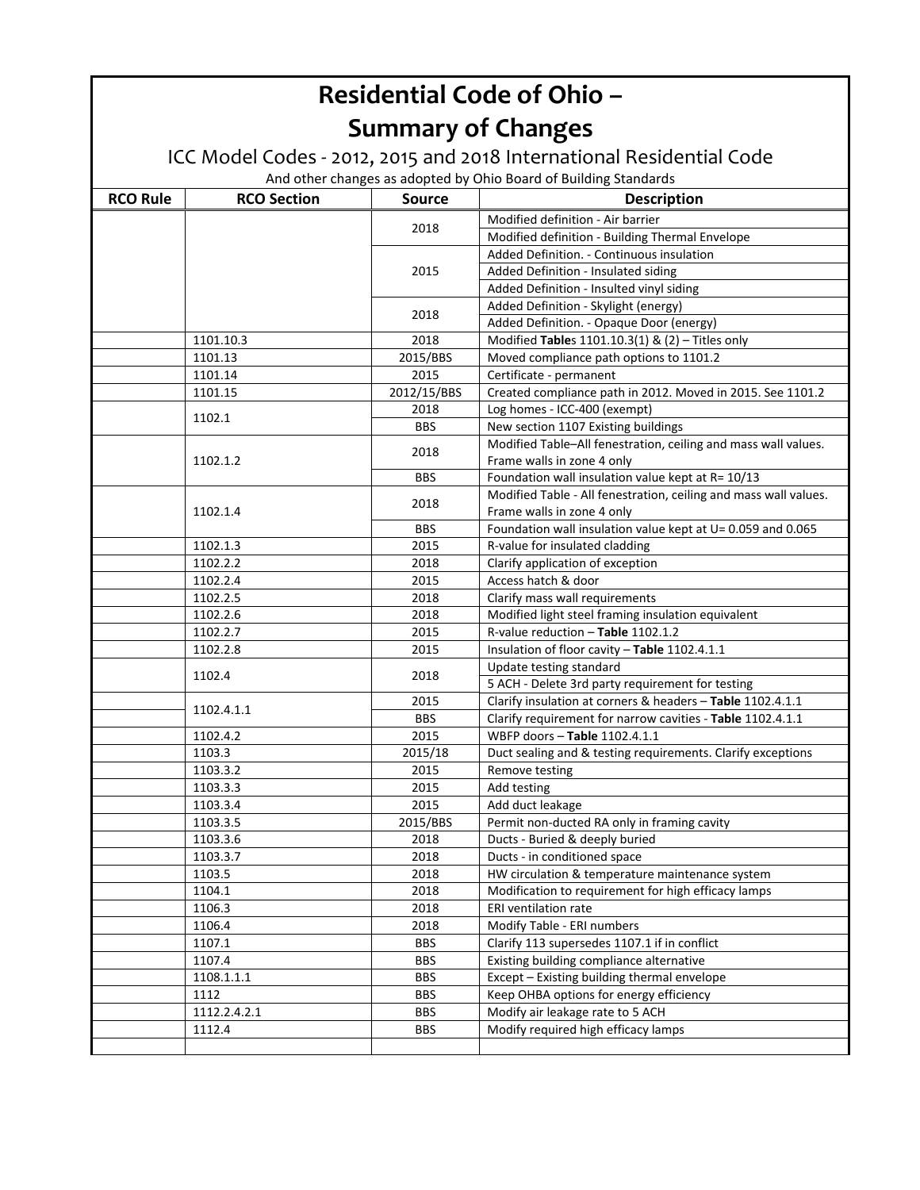# Residential Code of Ohio –
# Summary of Changes

## ICC Model Codes - 2012, 2015 and 2018 International Residential Code

And other changes as adopted by Ohio Board of Building Standards

| RCO Rule | RCO Section | Source | Description |
|---|---|---|---|
| | | 2018 | Modified definition - Air barrier |
| | | | Modified definition - Building Thermal Envelope |
| | | 2015 | Added Definition. - Continuous insulation |
| | | | Added Definition - Insulated siding |
| | | | Added Definition - Insulted vinyl siding |
| | | 2018 | Added Definition - Skylight (energy) |
| | | | Added Definition. - Opaque Door (energy) |
| | 1101.10.3 | 2018 | Modified **Table**s 1101.10.3(1) & (2) – Titles only |
| | 1101.13 | 2015/BBS | Moved compliance path options to 1101.2 |
| | 1101.14 | 2015 | Certificate - permanent |
| | 1101.15 | 2012/15/BBS | Created compliance path in 2012. Moved in 2015. See 1101.2 |
| | 1102.1 | 2018 | Log homes - ICC-400 (exempt) |
| | | BBS | New section 1107 Existing buildings |
| | 1102.1.2 | 2018 | Modified Table–All fenestration, ceiling and mass wall values. Frame walls in zone 4 only |
| | | BBS | Foundation wall insulation value kept at R= 10/13 |
| | 1102.1.4 | 2018 | Modified Table - All fenestration, ceiling and mass wall values. Frame walls in zone 4 only |
| | | BBS | Foundation wall insulation value kept at U= 0.059 and 0.065 |
| | 1102.1.3 | 2015 | R-value for insulated cladding |
| | 1102.2.2 | 2018 | Clarify application of exception |
| | 1102.2.4 | 2015 | Access hatch & door |
| | 1102.2.5 | 2018 | Clarify mass wall requirements |
| | 1102.2.6 | 2018 | Modified light steel framing insulation equivalent |
| | 1102.2.7 | 2015 | R-value reduction – **Table** 1102.1.2 |
| | 1102.2.8 | 2015 | Insulation of floor cavity – **Table** 1102.4.1.1 |
| | 1102.4 | 2018 | Update testing standard |
| | | | 5 ACH - Delete 3rd party requirement for testing |
| | 1102.4.1.1 | 2015 | Clarify insulation at corners & headers – **Table** 1102.4.1.1 |
| | | BBS | Clarify requirement for narrow cavities - **Table** 1102.4.1.1 |
| | 1102.4.2 | 2015 | WBFP doors – **Table** 1102.4.1.1 |
| | 1103.3 | 2015/18 | Duct sealing and & testing requirements. Clarify exceptions |
| | 1103.3.2 | 2015 | Remove testing |
| | 1103.3.3 | 2015 | Add testing |
| | 1103.3.4 | 2015 | Add duct leakage |
| | 1103.3.5 | 2015/BBS | Permit non-ducted RA only in framing cavity |
| | 1103.3.6 | 2018 | Ducts - Buried & deeply buried |
| | 1103.3.7 | 2018 | Ducts - in conditioned space |
| | 1103.5 | 2018 | HW circulation & temperature maintenance system |
| | 1104.1 | 2018 | Modification to requirement for high efficacy lamps |
| | 1106.3 | 2018 | ERI ventilation rate |
| | 1106.4 | 2018 | Modify Table - ERI numbers |
| | 1107.1 | BBS | Clarify 113 supersedes 1107.1 if in conflict |
| | 1107.4 | BBS | Existing building compliance alternative |
| | 1108.1.1.1 | BBS | Except – Existing building thermal envelope |
| | 1112 | BBS | Keep OHBA options for energy efficiency |
| | 1112.2.4.2.1 | BBS | Modify air leakage rate to 5 ACH |
| | 1112.4 | BBS | Modify required high efficacy lamps |
| | | | |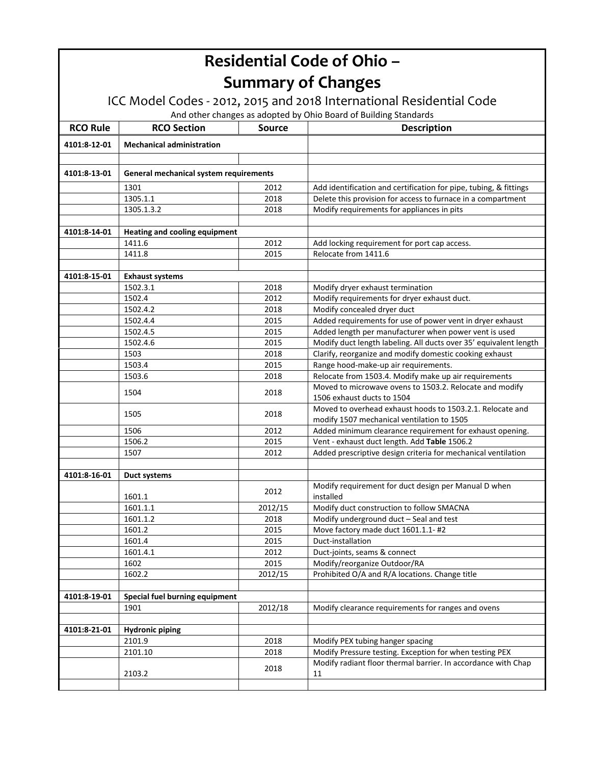# Residential Code of Ohio – Summary of Changes

## ICC Model Codes - 2012, 2015 and 2018 International Residential Code

And other changes as adopted by Ohio Board of Building Standards

| RCO Rule | RCO Section | Source | Description |
|---|---|---|---|
| 4101:8-12-01 | **Mechanical administration** | | |
| | | | |
| 4101:8-13-01 | **General mechanical system requirements** | | |
| | 1301 | 2012 | Add identification and certification for pipe, tubing, & fittings |
| | 1305.1.1 | 2018 | Delete this provision for access to furnace in a compartment |
| | 1305.1.3.2 | 2018 | Modify requirements for appliances in pits |
| | | | |
| 4101:8-14-01 | **Heating and cooling equipment** | | |
| | 1411.6 | 2012 | Add locking requirement for port cap access. |
| | 1411.8 | 2015 | Relocate from 1411.6 |
| | | | |
| 4101:8-15-01 | **Exhaust systems** | | |
| | 1502.3.1 | 2018 | Modify dryer exhaust termination |
| | 1502.4 | 2012 | Modify requirements for dryer exhaust duct. |
| | 1502.4.2 | 2018 | Modify concealed dryer duct |
| | 1502.4.4 | 2015 | Added requirements for use of power vent in dryer exhaust |
| | 1502.4.5 | 2015 | Added length per manufacturer when power vent is used |
| | 1502.4.6 | 2015 | Modify duct length labeling. All ducts over 35' equivalent length |
| | 1503 | 2018 | Clarify, reorganize and modify domestic cooking exhaust |
| | 1503.4 | 2015 | Range hood-make-up air requirements. |
| | 1503.6 | 2018 | Relocate from 1503.4. Modify make up air requirements |
| | 1504 | 2018 | Moved to microwave ovens to 1503.2. Relocate and modify 1506 exhaust ducts to 1504 |
| | 1505 | 2018 | Moved to overhead exhaust hoods to 1503.2.1. Relocate and modify 1507 mechanical ventilation to 1505 |
| | 1506 | 2012 | Added minimum clearance requirement for exhaust opening. |
| | 1506.2 | 2015 | Vent - exhaust duct length. Add **Table** 1506.2 |
| | 1507 | 2012 | Added prescriptive design criteria for mechanical ventilation |
| | | | |
| 4101:8-16-01 | **Duct systems** | | |
| | 1601.1 | 2012 | Modify requirement for duct design per Manual D when installed |
| | 1601.1.1 | 2012/15 | Modify duct construction to follow SMACNA |
| | 1601.1.2 | 2018 | Modify underground duct – Seal and test |
| | 1601.2 | 2015 | Move factory made duct 1601.1.1- #2 |
| | 1601.4 | 2015 | Duct-installation |
| | 1601.4.1 | 2012 | Duct-joints, seams & connect |
| | 1602 | 2015 | Modify/reorganize Outdoor/RA |
| | 1602.2 | 2012/15 | Prohibited O/A and R/A locations. Change title |
| | | | |
| 4101:8-19-01 | **Special fuel burning equipment** | | |
| | 1901 | 2012/18 | Modify clearance requirements for ranges and ovens |
| | | | |
| 4101:8-21-01 | **Hydronic piping** | | |
| | 2101.9 | 2018 | Modify PEX tubing hanger spacing |
| | 2101.10 | 2018 | Modify Pressure testing. Exception for when testing PEX |
| | 2103.2 | 2018 | Modify radiant floor thermal barrier. In accordance with Chap 11 |
| | | | |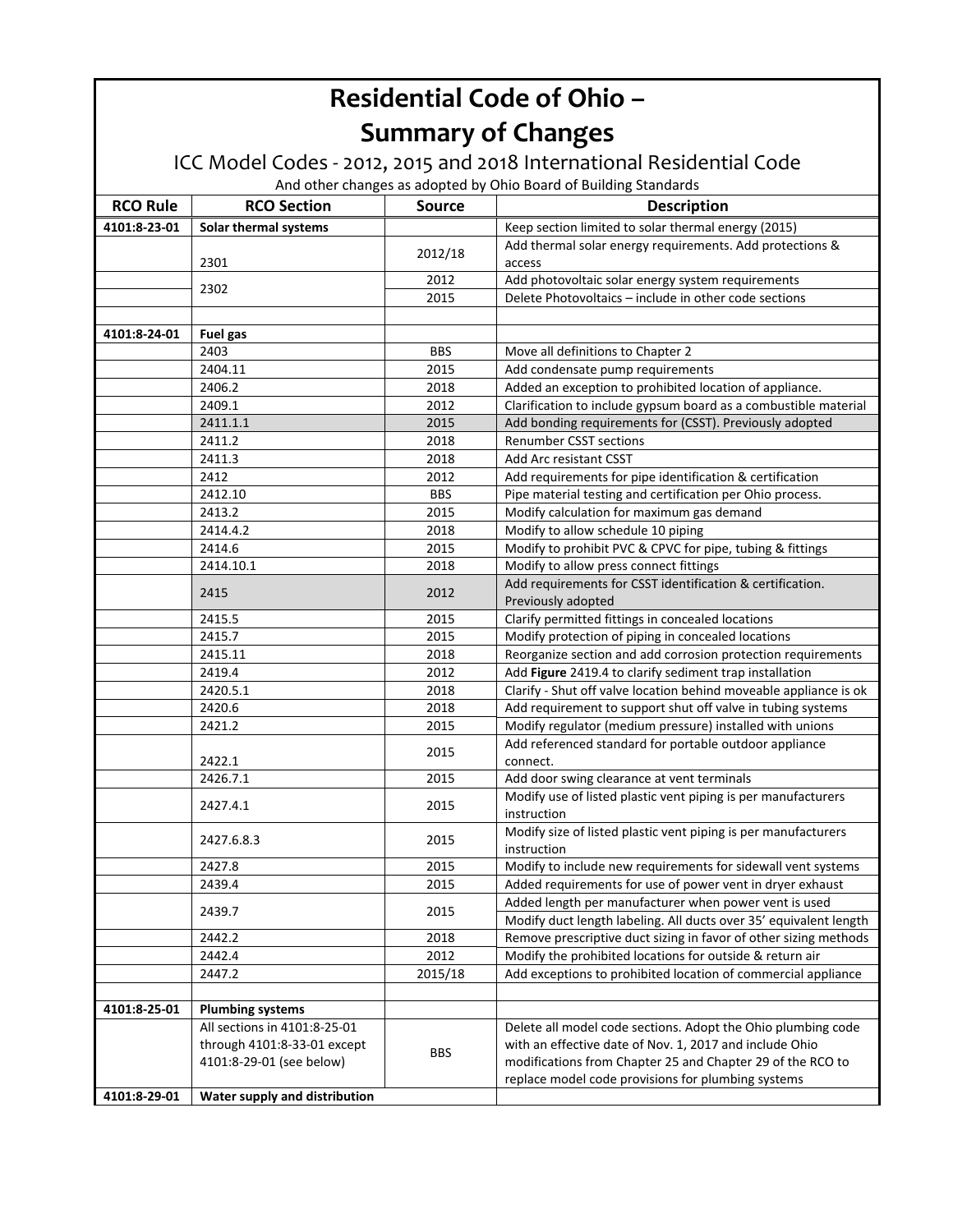# Residential Code of Ohio – Summary of Changes

ICC Model Codes - 2012, 2015 and 2018 International Residential Code

And other changes as adopted by Ohio Board of Building Standards

| RCO Rule | RCO Section | Source | Description |
|---|---|---|---|
| **4101:8-23-01** | **Solar thermal systems** | | Keep section limited to solar thermal energy (2015) |
| | 2301 | 2012/18 | Add thermal solar energy requirements. Add protections & access |
| | 2302 | 2012 | Add photovoltaic solar energy system requirements |
| | | 2015 | Delete Photovoltaics – include in other code sections |
| | | | |
| **4101:8-24-01** | **Fuel gas** | | |
| | 2403 | BBS | Move all definitions to Chapter 2 |
| | 2404.11 | 2015 | Add condensate pump requirements |
| | 2406.2 | 2018 | Added an exception to prohibited location of appliance. |
| | 2409.1 | 2012 | Clarification to include gypsum board as a combustible material |
| | 2411.1.1 | 2015 | Add bonding requirements for (CSST). Previously adopted |
| | 2411.2 | 2018 | Renumber CSST sections |
| | 2411.3 | 2018 | Add Arc resistant CSST |
| | 2412 | 2012 | Add requirements for pipe identification & certification |
| | 2412.10 | BBS | Pipe material testing and certification per Ohio process. |
| | 2413.2 | 2015 | Modify calculation for maximum gas demand |
| | 2414.4.2 | 2018 | Modify to allow schedule 10 piping |
| | 2414.6 | 2015 | Modify to prohibit PVC & CPVC for pipe, tubing & fittings |
| | 2414.10.1 | 2018 | Modify to allow press connect fittings |
| | 2415 | 2012 | Add requirements for CSST identification & certification. Previously adopted |
| | 2415.5 | 2015 | Clarify permitted fittings in concealed locations |
| | 2415.7 | 2015 | Modify protection of piping in concealed locations |
| | 2415.11 | 2018 | Reorganize section and add corrosion protection requirements |
| | 2419.4 | 2012 | Add **Figure** 2419.4 to clarify sediment trap installation |
| | 2420.5.1 | 2018 | Clarify - Shut off valve location behind moveable appliance is ok |
| | 2420.6 | 2018 | Add requirement to support shut off valve in tubing systems |
| | 2421.2 | 2015 | Modify regulator (medium pressure) installed with unions |
| | 2422.1 | 2015 | Add referenced standard for portable outdoor appliance connect. |
| | 2426.7.1 | 2015 | Add door swing clearance at vent terminals |
| | 2427.4.1 | 2015 | Modify use of listed plastic vent piping is per manufacturers instruction |
| | 2427.6.8.3 | 2015 | Modify size of listed plastic vent piping is per manufacturers instruction |
| | 2427.8 | 2015 | Modify to include new requirements for sidewall vent systems |
| | 2439.4 | 2015 | Added requirements for use of power vent in dryer exhaust |
| | 2439.7 | 2015 | Added length per manufacturer when power vent is used |
| | | | Modify duct length labeling. All ducts over 35' equivalent length |
| | 2442.2 | 2018 | Remove prescriptive duct sizing in favor of other sizing methods |
| | 2442.4 | 2012 | Modify the prohibited locations for outside & return air |
| | 2447.2 | 2015/18 | Add exceptions to prohibited location of commercial appliance |
| | | | |
| **4101:8-25-01** | **Plumbing systems** | | |
| | All sections in 4101:8-25-01 through 4101:8-33-01 except 4101:8-29-01 (see below) | BBS | Delete all model code sections. Adopt the Ohio plumbing code with an effective date of Nov. 1, 2017 and include Ohio modifications from Chapter 25 and Chapter 29 of the RCO to replace model code provisions for plumbing systems |
| **4101:8-29-01** | **Water supply and distribution** | | |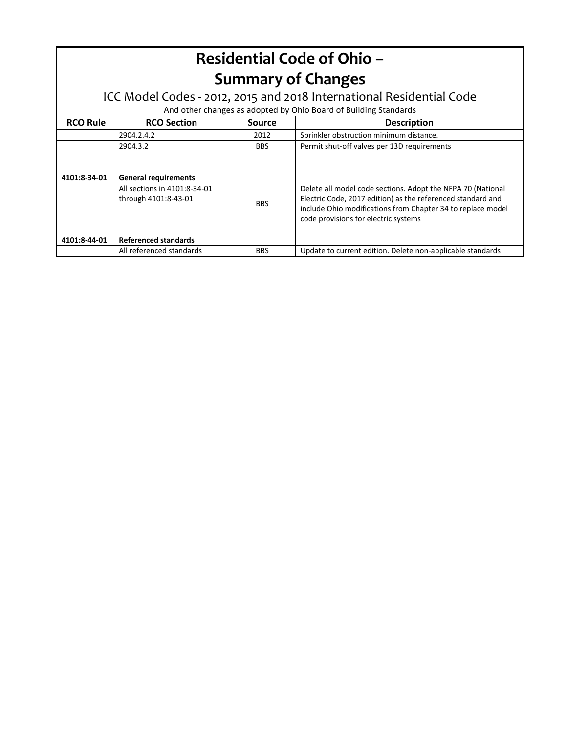# Residential Code of Ohio – Summary of Changes

ICC Model Codes - 2012, 2015 and 2018 International Residential Code

And other changes as adopted by Ohio Board of Building Standards

| RCO Rule | RCO Section | Source | Description |
|---|---|---|---|
| | 2904.2.4.2 | 2012 | Sprinkler obstruction minimum distance. |
| | 2904.3.2 | BBS | Permit shut-off valves per 13D requirements |
| | | | |
| | | | |
| **4101:8-34-01** | **General requirements** | | |
| | All sections in 4101:8-34-01 through 4101:8-43-01 | BBS | Delete all model code sections. Adopt the NFPA 70 (National Electric Code, 2017 edition) as the referenced standard and include Ohio modifications from Chapter 34 to replace model code provisions for electric systems |
| | | | |
| **4101:8-44-01** | **Referenced standards** | | |
| | All referenced standards | BBS | Update to current edition. Delete non-applicable standards |